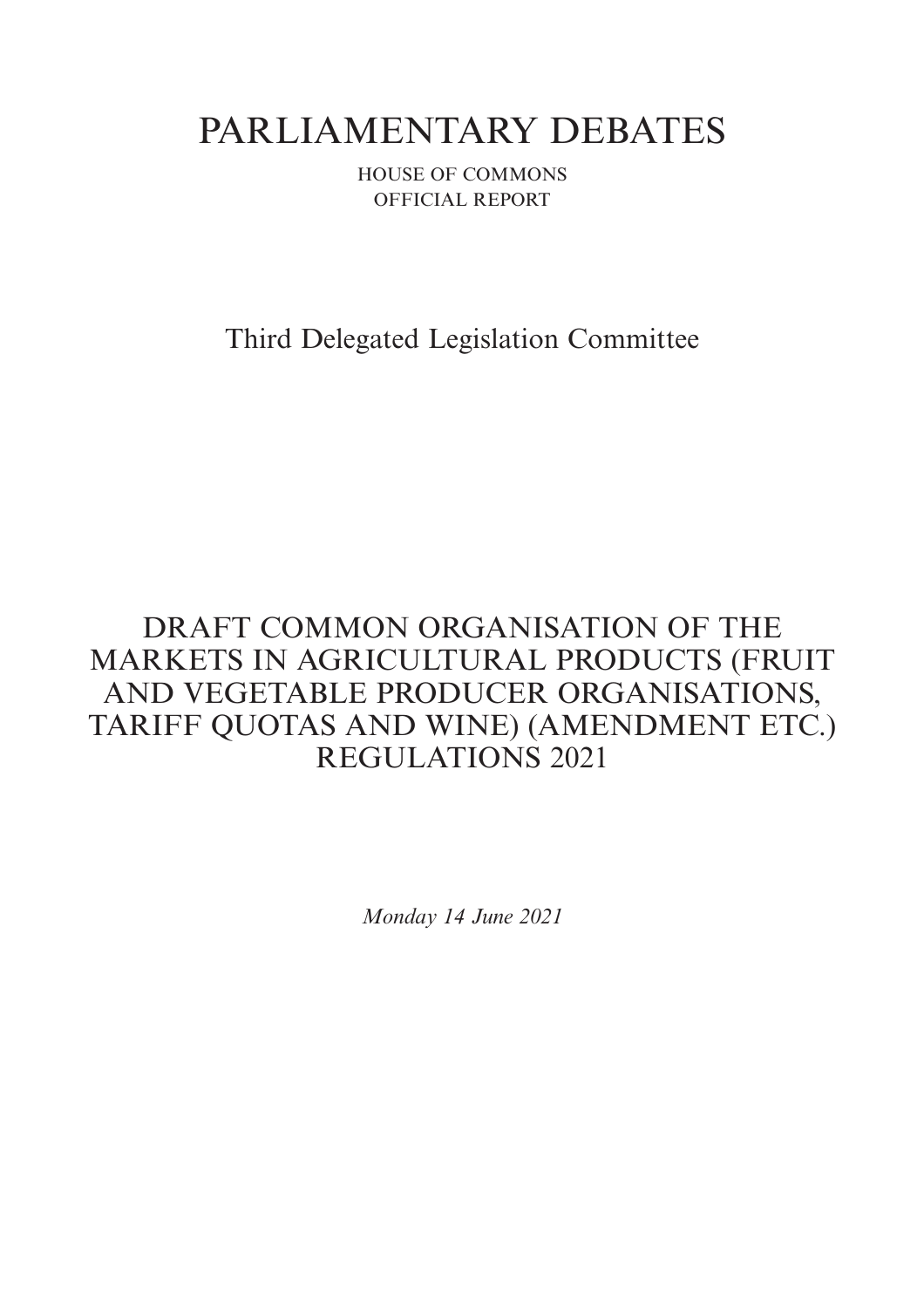# PARLIAMENTARY DEBATES

HOUSE OF COMMONS

OFFICIAL REPORT

## Third Delegated Legislation Committee

## DRAFT COMMON ORGANISATION OF THE MARKETS IN AGRICULTURAL PRODUCTS (FRUIT AND VEGETABLE PRODUCER ORGANISATIONS, TARIFF QUOTAS AND WINE) (AMENDMENT ETC.) REGULATIONS 2021

*Monday 14 June 2021*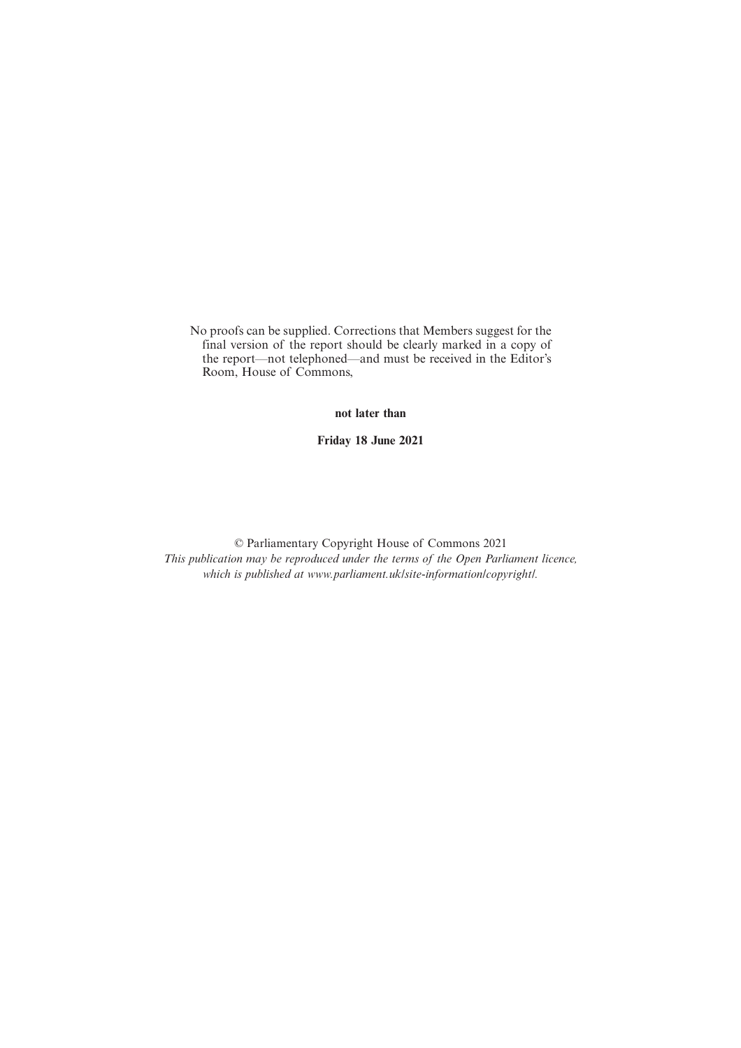No proofs can be supplied. Corrections that Members suggest for the final version of the report should be clearly marked in a copy of the report—not telephoned—and must be received in the Editor's Room, House of Commons,

**not later than**

**Friday 18 June 2021**

© Parliamentary Copyright House of Commons 2021

*This publication may be reproduced under the terms of the Open Parliament licence, which is published at www.parliament.uk/site-information/copyright/.*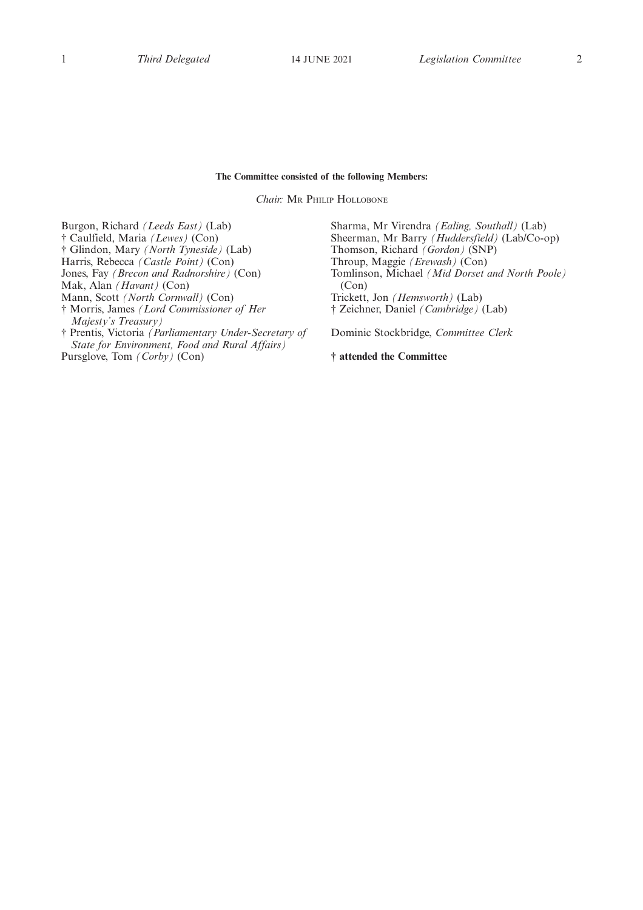**The Committee consisted of the following Members:**

*Chair:* Mr Philip Hollobone

Burgon, Richard *(Leeds East)* (Lab)
† Caulfield, Maria *(Lewes)* (Con)
† Glindon, Mary *(North Tyneside)* (Lab)
Harris, Rebecca *(Castle Point)* (Con)
Jones, Fay *(Brecon and Radnorshire)* (Con)
Mak, Alan *(Havant)* (Con)
Mann, Scott *(North Cornwall)* (Con)
† Morris, James *(Lord Commissioner of Her Majesty's Treasury)*
† Prentis, Victoria *(Parliamentary Under-Secretary of State for Environment, Food and Rural Affairs)*
Pursglove, Tom *(Corby)* (Con)
Sharma, Mr Virendra *(Ealing, Southall)* (Lab)
Sheerman, Mr Barry *(Huddersfield)* (Lab/Co-op)
Thomson, Richard *(Gordon)* (SNP)
Throup, Maggie *(Erewash)* (Con)
Tomlinson, Michael *(Mid Dorset and North Poole)* (Con)
Trickett, Jon *(Hemsworth)* (Lab)
† Zeichner, Daniel *(Cambridge)* (Lab)

Dominic Stockbridge, *Committee Clerk*

**† attended the Committee**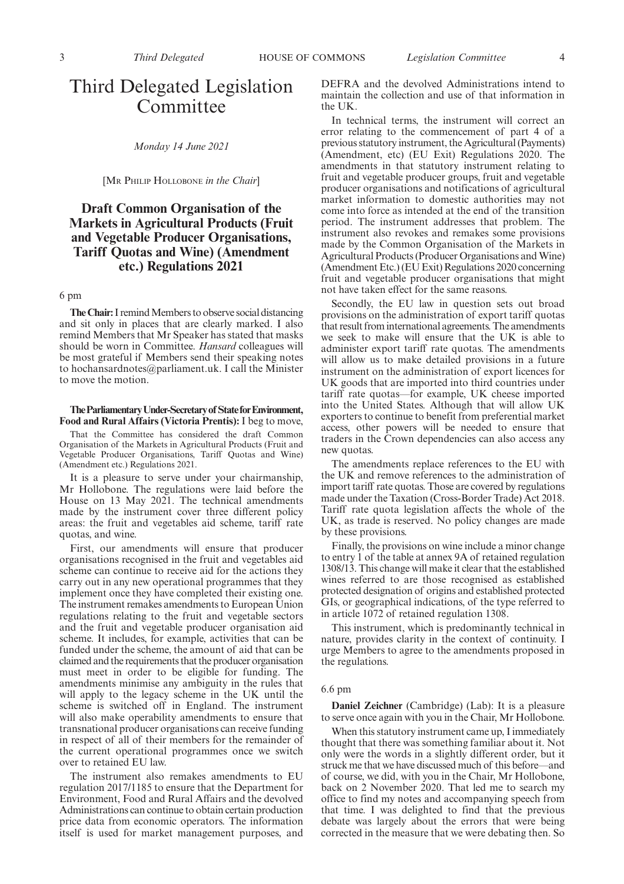# Third Delegated Legislation Committee

*Monday 14 June 2021*

[MR PHILIP HOLLOBONE *in the Chair*]

## Draft Common Organisation of the Markets in Agricultural Products (Fruit and Vegetable Producer Organisations, Tariff Quotas and Wine) (Amendment etc.) Regulations 2021

6 pm

**The Chair:** I remind Members to observe social distancing and sit only in places that are clearly marked. I also remind Members that Mr Speaker has stated that masks should be worn in Committee. *Hansard* colleagues will be most grateful if Members send their speaking notes to hochansardnotes@parliament.uk. I call the Minister to move the motion.

**The Parliamentary Under-Secretary of State for Environment, Food and Rural Affairs (Victoria Prentis):** I beg to move,

That the Committee has considered the draft Common Organisation of the Markets in Agricultural Products (Fruit and Vegetable Producer Organisations, Tariff Quotas and Wine) (Amendment etc.) Regulations 2021.

It is a pleasure to serve under your chairmanship, Mr Hollobone. The regulations were laid before the House on 13 May 2021. The technical amendments made by the instrument cover three different policy areas: the fruit and vegetables aid scheme, tariff rate quotas, and wine.

First, our amendments will ensure that producer organisations recognised in the fruit and vegetables aid scheme can continue to receive aid for the actions they carry out in any new operational programmes that they implement once they have completed their existing one. The instrument remakes amendments to European Union regulations relating to the fruit and vegetable sectors and the fruit and vegetable producer organisation aid scheme. It includes, for example, activities that can be funded under the scheme, the amount of aid that can be claimed and the requirements that the producer organisation must meet in order to be eligible for funding. The amendments minimise any ambiguity in the rules that will apply to the legacy scheme in the UK until the scheme is switched off in England. The instrument will also make operability amendments to ensure that transnational producer organisations can receive funding in respect of all of their members for the remainder of the current operational programmes once we switch over to retained EU law.

The instrument also remakes amendments to EU regulation 2017/1185 to ensure that the Department for Environment, Food and Rural Affairs and the devolved Administrations can continue to obtain certain production price data from economic operators. The information itself is used for market management purposes, and DEFRA and the devolved Administrations intend to maintain the collection and use of that information in the UK.

In technical terms, the instrument will correct an error relating to the commencement of part 4 of a previous statutory instrument, the Agricultural (Payments) (Amendment, etc) (EU Exit) Regulations 2020. The amendments in that statutory instrument relating to fruit and vegetable producer groups, fruit and vegetable producer organisations and notifications of agricultural market information to domestic authorities may not come into force as intended at the end of the transition period. The instrument addresses that problem. The instrument also revokes and remakes some provisions made by the Common Organisation of the Markets in Agricultural Products (Producer Organisations and Wine) (Amendment Etc.) (EU Exit) Regulations 2020 concerning fruit and vegetable producer organisations that might not have taken effect for the same reasons.

Secondly, the EU law in question sets out broad provisions on the administration of export tariff quotas that result from international agreements. The amendments we seek to make will ensure that the UK is able to administer export tariff rate quotas. The amendments will allow us to make detailed provisions in a future instrument on the administration of export licences for UK goods that are imported into third countries under tariff rate quotas—for example, UK cheese imported into the United States. Although that will allow UK exporters to continue to benefit from preferential market access, other powers will be needed to ensure that traders in the Crown dependencies can also access any new quotas.

The amendments replace references to the EU with the UK and remove references to the administration of import tariff rate quotas. Those are covered by regulations made under the Taxation (Cross-Border Trade) Act 2018. Tariff rate quota legislation affects the whole of the UK, as trade is reserved. No policy changes are made by these provisions.

Finally, the provisions on wine include a minor change to entry 1 of the table at annex 9A of retained regulation 1308/13. This change will make it clear that the established wines referred to are those recognised as established protected designation of origins and established protected GIs, or geographical indications, of the type referred to in article 1072 of retained regulation 1308.

This instrument, which is predominantly technical in nature, provides clarity in the context of continuity. I urge Members to agree to the amendments proposed in the regulations.

6.6 pm

**Daniel Zeichner** (Cambridge) (Lab): It is a pleasure to serve once again with you in the Chair, Mr Hollobone.

When this statutory instrument came up, I immediately thought that there was something familiar about it. Not only were the words in a slightly different order, but it struck me that we have discussed much of this before—and of course, we did, with you in the Chair, Mr Hollobone, back on 2 November 2020. That led me to search my office to find my notes and accompanying speech from that time. I was delighted to find that the previous debate was largely about the errors that were being corrected in the measure that we were debating then. So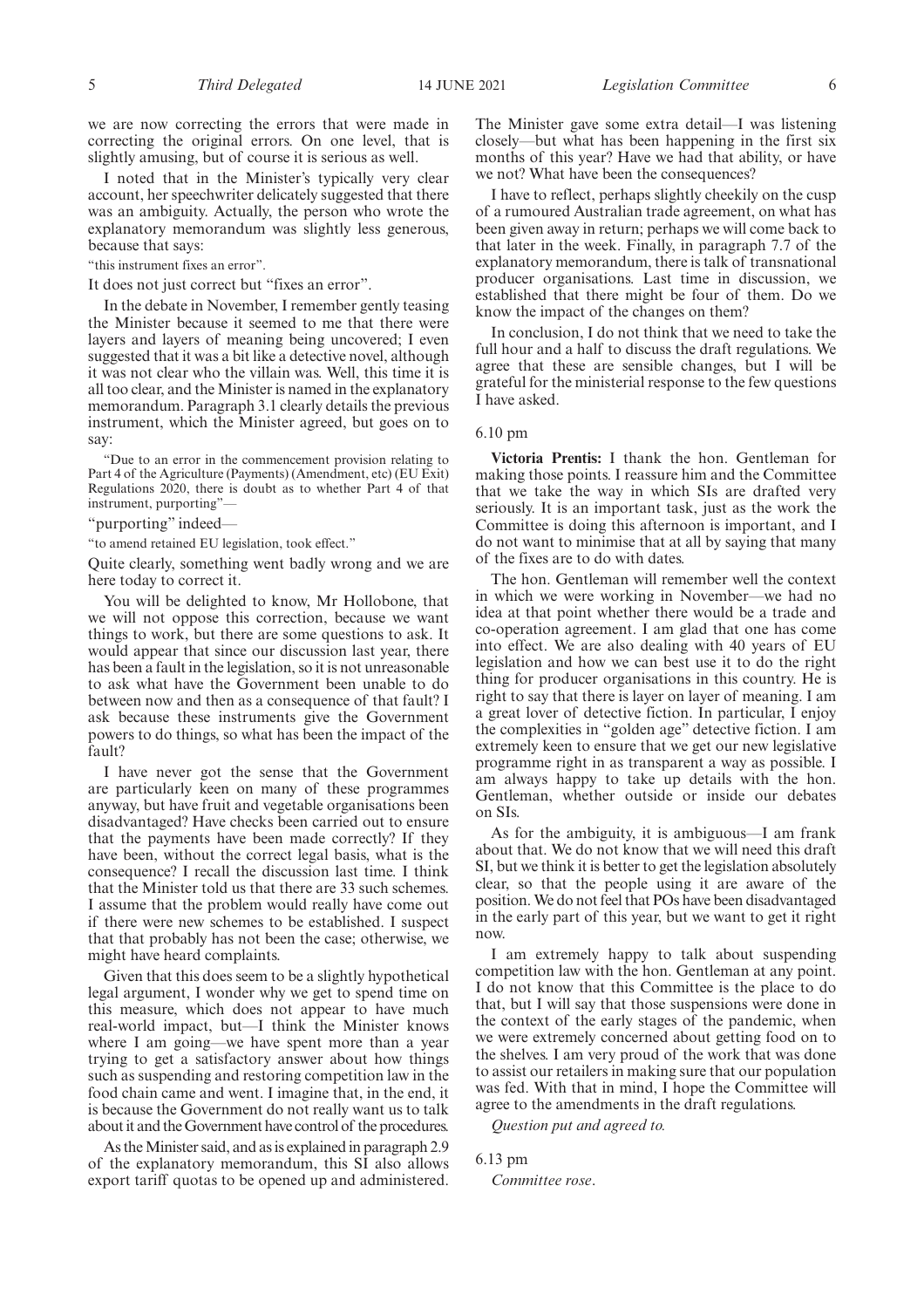we are now correcting the errors that were made in correcting the original errors. On one level, that is slightly amusing, but of course it is serious as well.

I noted that in the Minister's typically very clear account, her speechwriter delicately suggested that there was an ambiguity. Actually, the person who wrote the explanatory memorandum was slightly less generous, because that says:

"this instrument fixes an error".

It does not just correct but "fixes an error".

In the debate in November, I remember gently teasing the Minister because it seemed to me that there were layers and layers of meaning being uncovered; I even suggested that it was a bit like a detective novel, although it was not clear who the villain was. Well, this time it is all too clear, and the Minister is named in the explanatory memorandum. Paragraph 3.1 clearly details the previous instrument, which the Minister agreed, but goes on to say:

"Due to an error in the commencement provision relating to Part 4 of the Agriculture (Payments) (Amendment, etc) (EU Exit) Regulations 2020, there is doubt as to whether Part 4 of that instrument, purporting"—

"purporting" indeed—

"to amend retained EU legislation, took effect."

Quite clearly, something went badly wrong and we are here today to correct it.

You will be delighted to know, Mr Hollobone, that we will not oppose this correction, because we want things to work, but there are some questions to ask. It would appear that since our discussion last year, there has been a fault in the legislation, so it is not unreasonable to ask what have the Government been unable to do between now and then as a consequence of that fault? I ask because these instruments give the Government powers to do things, so what has been the impact of the fault?

I have never got the sense that the Government are particularly keen on many of these programmes anyway, but have fruit and vegetable organisations been disadvantaged? Have checks been carried out to ensure that the payments have been made correctly? If they have been, without the correct legal basis, what is the consequence? I recall the discussion last time. I think that the Minister told us that there are 33 such schemes. I assume that the problem would really have come out if there were new schemes to be established. I suspect that that probably has not been the case; otherwise, we might have heard complaints.

Given that this does seem to be a slightly hypothetical legal argument, I wonder why we get to spend time on this measure, which does not appear to have much real-world impact, but—I think the Minister knows where I am going—we have spent more than a year trying to get a satisfactory answer about how things such as suspending and restoring competition law in the food chain came and went. I imagine that, in the end, it is because the Government do not really want us to talk about it and the Government have control of the procedures.

As the Minister said, and as is explained in paragraph 2.9 of the explanatory memorandum, this SI also allows export tariff quotas to be opened up and administered. The Minister gave some extra detail—I was listening closely—but what has been happening in the first six months of this year? Have we had that ability, or have we not? What have been the consequences?

I have to reflect, perhaps slightly cheekily on the cusp of a rumoured Australian trade agreement, on what has been given away in return; perhaps we will come back to that later in the week. Finally, in paragraph 7.7 of the explanatory memorandum, there is talk of transnational producer organisations. Last time in discussion, we established that there might be four of them. Do we know the impact of the changes on them?

In conclusion, I do not think that we need to take the full hour and a half to discuss the draft regulations. We agree that these are sensible changes, but I will be grateful for the ministerial response to the few questions I have asked.

6.10 pm

**Victoria Prentis:** I thank the hon. Gentleman for making those points. I reassure him and the Committee that we take the way in which SIs are drafted very seriously. It is an important task, just as the work the Committee is doing this afternoon is important, and I do not want to minimise that at all by saying that many of the fixes are to do with dates.

The hon. Gentleman will remember well the context in which we were working in November—we had no idea at that point whether there would be a trade and co-operation agreement. I am glad that one has come into effect. We are also dealing with 40 years of EU legislation and how we can best use it to do the right thing for producer organisations in this country. He is right to say that there is layer on layer of meaning. I am a great lover of detective fiction. In particular, I enjoy the complexities in "golden age" detective fiction. I am extremely keen to ensure that we get our new legislative programme right in as transparent a way as possible. I am always happy to take up details with the hon. Gentleman, whether outside or inside our debates on SIs.

As for the ambiguity, it is ambiguous—I am frank about that. We do not know that we will need this draft SI, but we think it is better to get the legislation absolutely clear, so that the people using it are aware of the position. We do not feel that POs have been disadvantaged in the early part of this year, but we want to get it right now.

I am extremely happy to talk about suspending competition law with the hon. Gentleman at any point. I do not know that this Committee is the place to do that, but I will say that those suspensions were done in the context of the early stages of the pandemic, when we were extremely concerned about getting food on to the shelves. I am very proud of the work that was done to assist our retailers in making sure that our population was fed. With that in mind, I hope the Committee will agree to the amendments in the draft regulations.

*Question put and agreed to.*

6.13 pm

*Committee rose.*